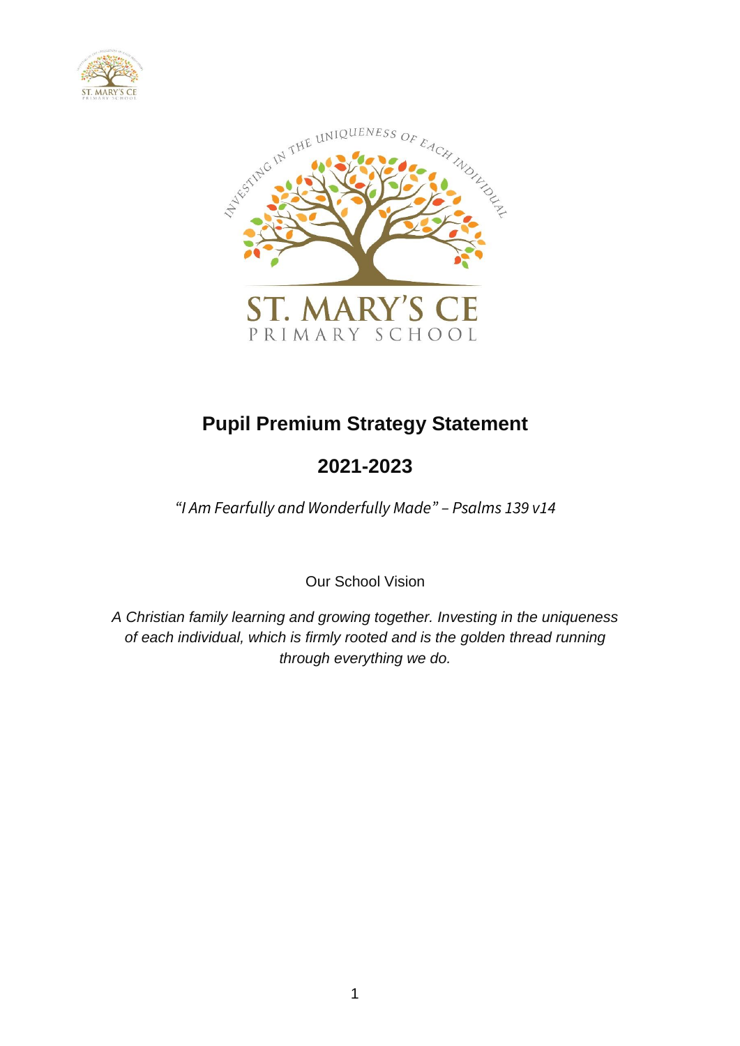# Pupil Premium Strategy Statement

## 2021-2023

*"I Am Fearfully and Wonderfully Made" – Psalms 139 v14*

Our School Vision

*A Christian family learning and growing together. Investing in the uniqueness of each individual, which is firmly rooted and is the golden thread running through everything we do.*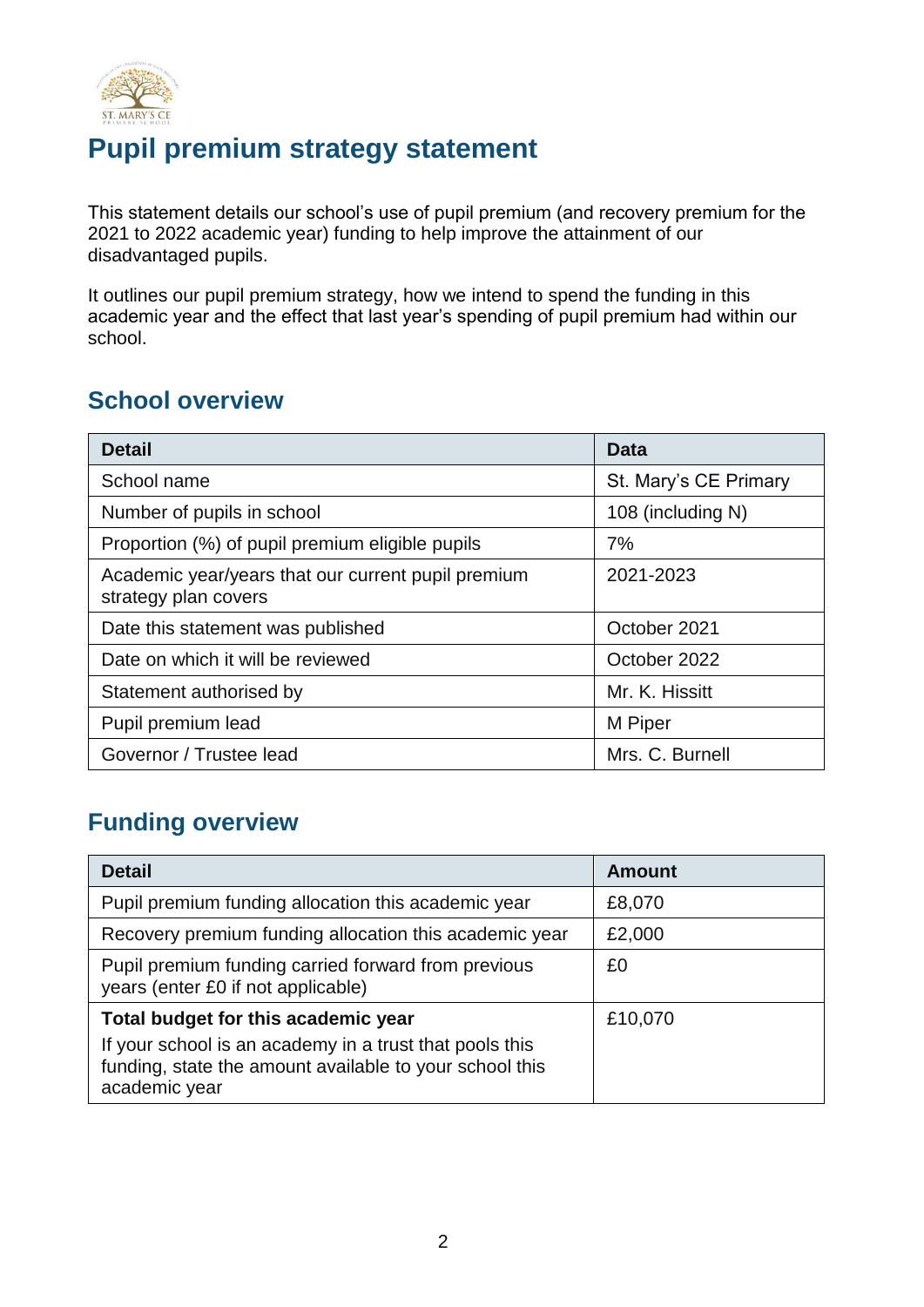# Pupil premium strategy statement

This statement details our school's use of pupil premium (and recovery premium for the 2021 to 2022 academic year) funding to help improve the attainment of our disadvantaged pupils.

It outlines our pupil premium strategy, how we intend to spend the funding in this academic year and the effect that last year's spending of pupil premium had within our school.

## School overview

| Detail | Data |
|---|---|
| School name | St. Mary's CE Primary |
| Number of pupils in school | 108 (including N) |
| Proportion (%) of pupil premium eligible pupils | 7% |
| Academic year/years that our current pupil premium strategy plan covers | 2021-2023 |
| Date this statement was published | October 2021 |
| Date on which it will be reviewed | October 2022 |
| Statement authorised by | Mr. K. Hissitt |
| Pupil premium lead | M Piper |
| Governor / Trustee lead | Mrs. C. Burnell |

## Funding overview

| Detail | Amount |
|---|---|
| Pupil premium funding allocation this academic year | £8,070 |
| Recovery premium funding allocation this academic year | £2,000 |
| Pupil premium funding carried forward from previous years (enter £0 if not applicable) | £0 |
| **Total budget for this academic year**<br>If your school is an academy in a trust that pools this funding, state the amount available to your school this academic year | £10,070 |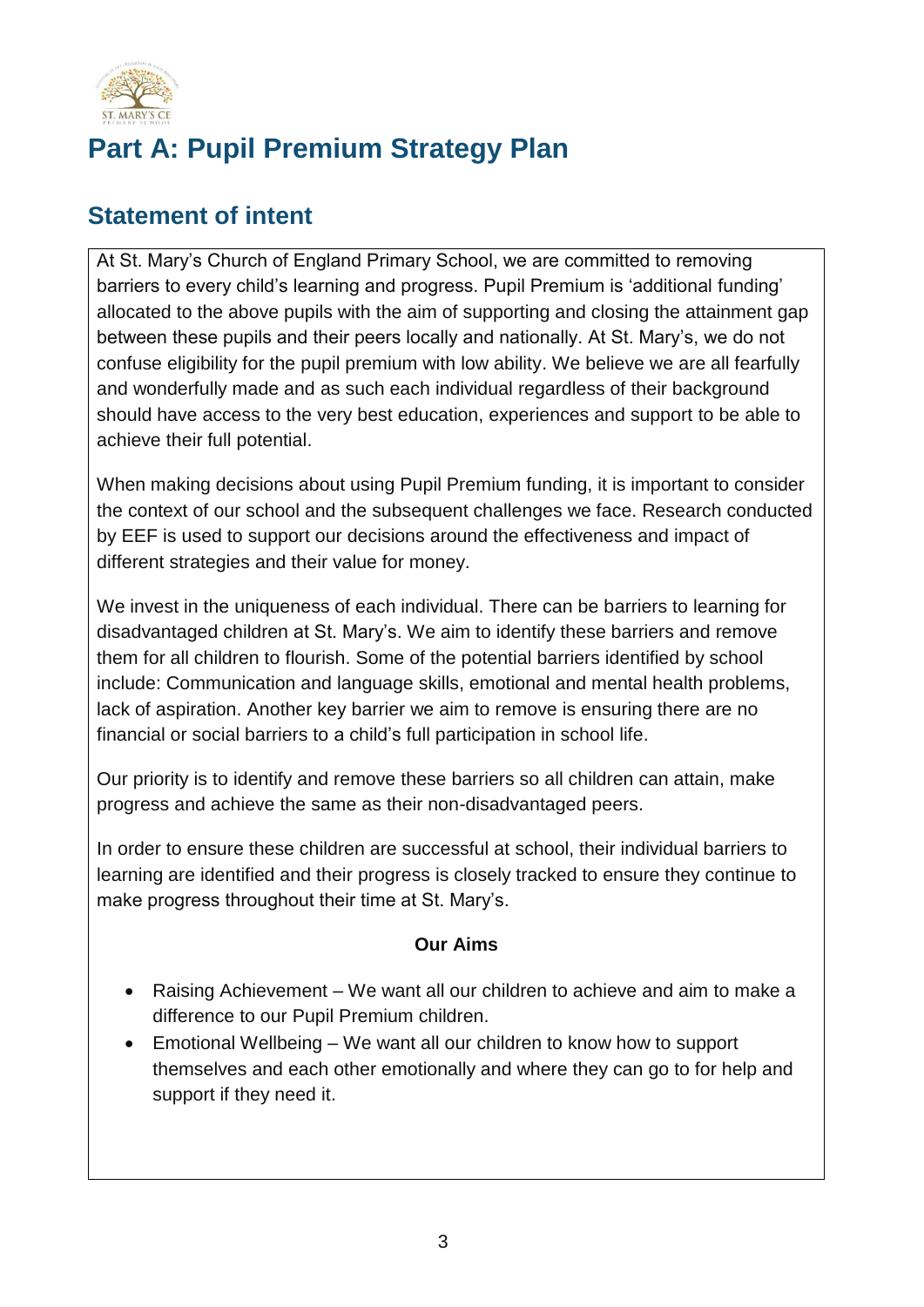# Part A: Pupil Premium Strategy Plan

## Statement of intent

At St. Mary's Church of England Primary School, we are committed to removing barriers to every child's learning and progress. Pupil Premium is 'additional funding' allocated to the above pupils with the aim of supporting and closing the attainment gap between these pupils and their peers locally and nationally. At St. Mary's, we do not confuse eligibility for the pupil premium with low ability. We believe we are all fearfully and wonderfully made and as such each individual regardless of their background should have access to the very best education, experiences and support to be able to achieve their full potential.

When making decisions about using Pupil Premium funding, it is important to consider the context of our school and the subsequent challenges we face. Research conducted by EEF is used to support our decisions around the effectiveness and impact of different strategies and their value for money.

We invest in the uniqueness of each individual. There can be barriers to learning for disadvantaged children at St. Mary's. We aim to identify these barriers and remove them for all children to flourish. Some of the potential barriers identified by school include: Communication and language skills, emotional and mental health problems, lack of aspiration. Another key barrier we aim to remove is ensuring there are no financial or social barriers to a child's full participation in school life.

Our priority is to identify and remove these barriers so all children can attain, make progress and achieve the same as their non-disadvantaged peers.

In order to ensure these children are successful at school, their individual barriers to learning are identified and their progress is closely tracked to ensure they continue to make progress throughout their time at St. Mary's.

**Our Aims**

- Raising Achievement – We want all our children to achieve and aim to make a difference to our Pupil Premium children.
- Emotional Wellbeing – We want all our children to know how to support themselves and each other emotionally and where they can go to for help and support if they need it.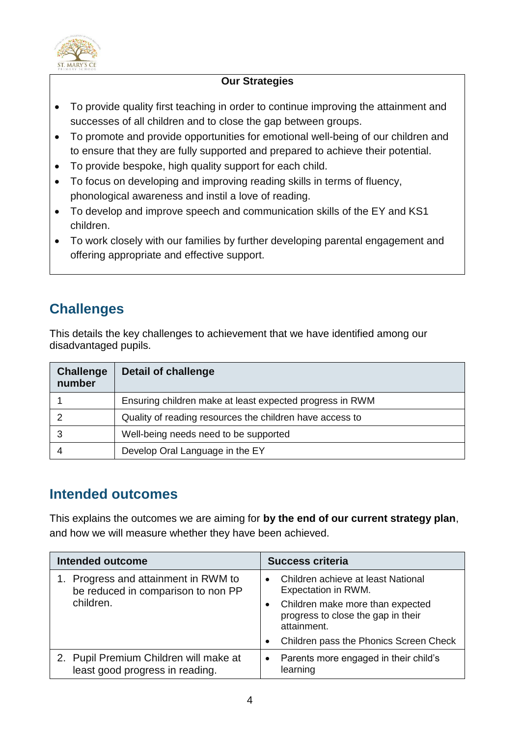**Our Strategies**

- To provide quality first teaching in order to continue improving the attainment and successes of all children and to close the gap between groups.
- To promote and provide opportunities for emotional well-being of our children and to ensure that they are fully supported and prepared to achieve their potential.
- To provide bespoke, high quality support for each child.
- To focus on developing and improving reading skills in terms of fluency, phonological awareness and instil a love of reading.
- To develop and improve speech and communication skills of the EY and KS1 children.
- To work closely with our families by further developing parental engagement and offering appropriate and effective support.

## Challenges

This details the key challenges to achievement that we have identified among our disadvantaged pupils.

| Challenge number | Detail of challenge |
| --- | --- |
| 1 | Ensuring children make at least expected progress in RWM |
| 2 | Quality of reading resources the children have access to |
| 3 | Well-being needs need to be supported |
| 4 | Develop Oral Language in the EY |

## Intended outcomes

This explains the outcomes we are aiming for **by the end of our current strategy plan**, and how we will measure whether they have been achieved.

| Intended outcome | Success criteria |
| --- | --- |
| 1. Progress and attainment in RWM to be reduced in comparison to non PP children. | • Children achieve at least National Expectation in RWM. <br> • Children make more than expected progress to close the gap in their attainment. <br> • Children pass the Phonics Screen Check |
| 2. Pupil Premium Children will make at least good progress in reading. | • Parents more engaged in their child's learning |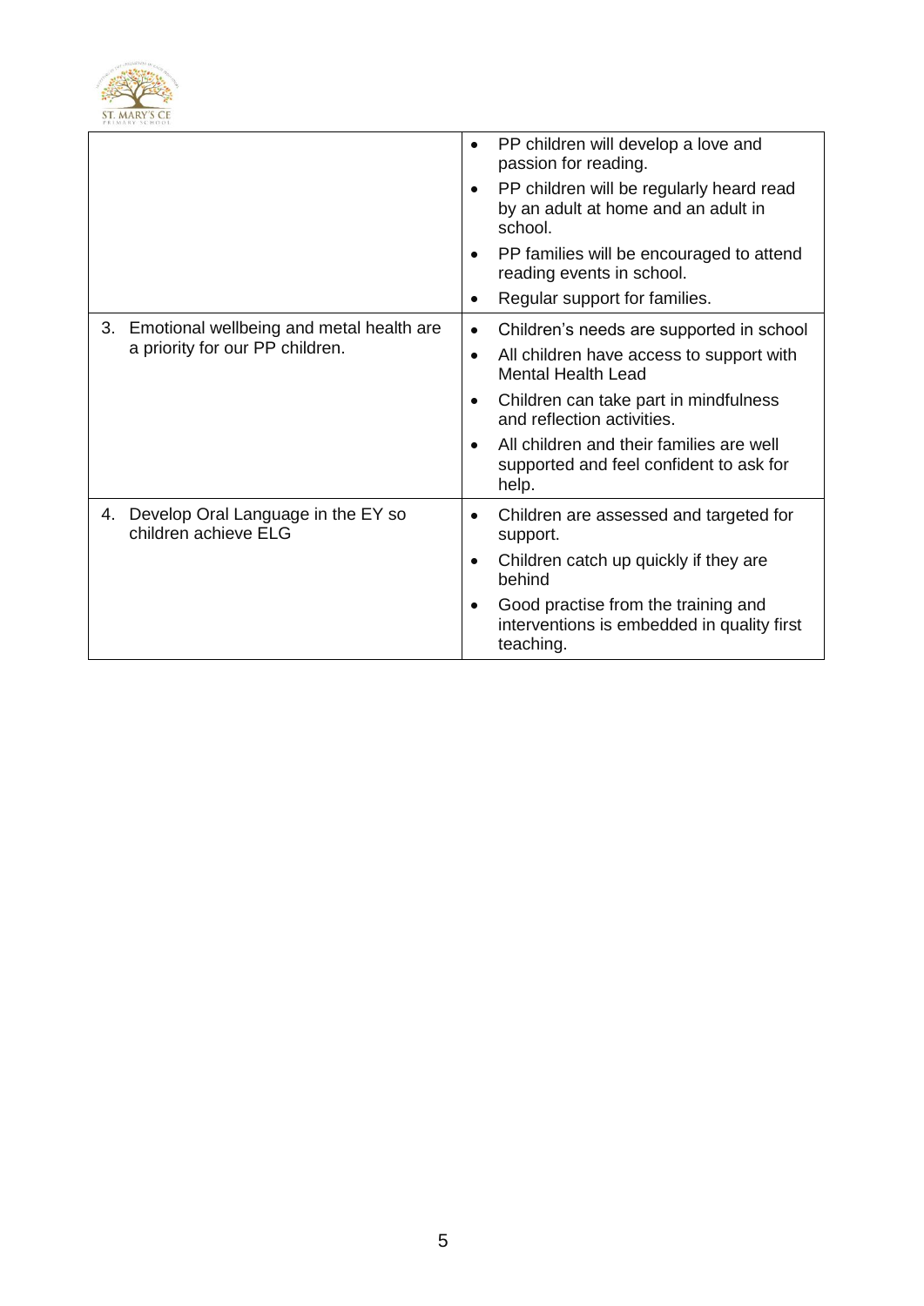| | |
|---|---|
| | • PP children will develop a love and passion for reading.<br>• PP children will be regularly heard read by an adult at home and an adult in school.<br>• PP families will be encouraged to attend reading events in school.<br>• Regular support for families. |
| 3. Emotional wellbeing and metal health are a priority for our PP children. | • Children's needs are supported in school<br>• All children have access to support with Mental Health Lead<br>• Children can take part in mindfulness and reflection activities.<br>• All children and their families are well supported and feel confident to ask for help. |
| 4. Develop Oral Language in the EY so children achieve ELG | • Children are assessed and targeted for support.<br>• Children catch up quickly if they are behind<br>• Good practise from the training and interventions is embedded in quality first teaching. |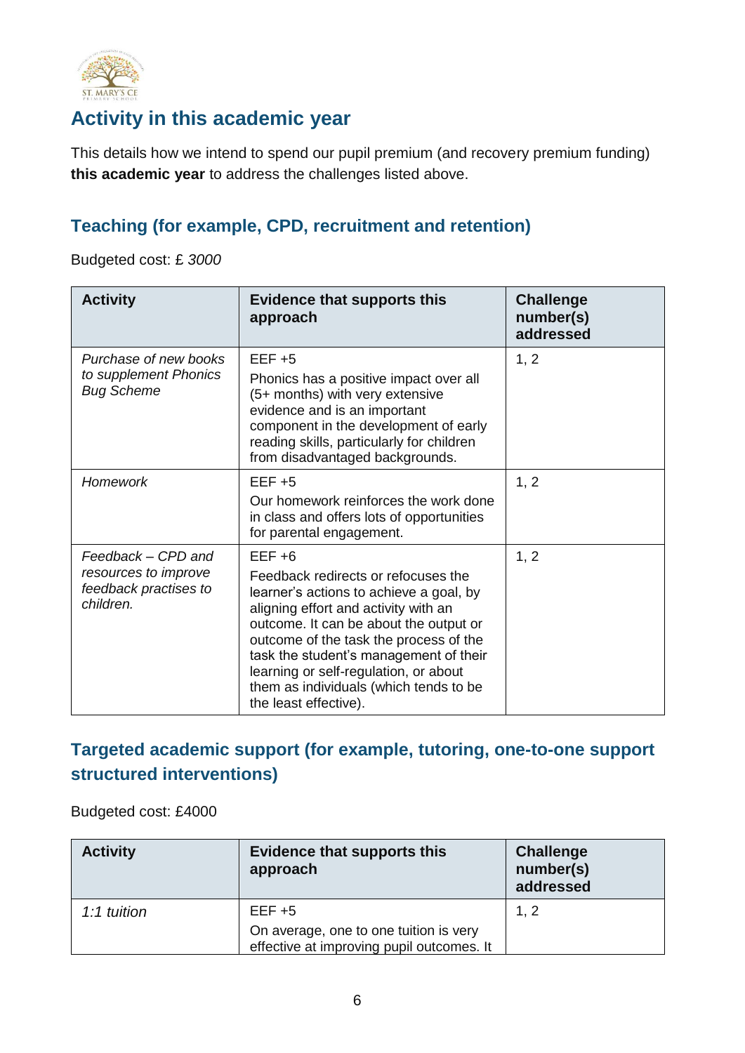## Activity in this academic year

This details how we intend to spend our pupil premium (and recovery premium funding) **this academic year** to address the challenges listed above.

### Teaching (for example, CPD, recruitment and retention)

Budgeted cost: £ *3000*

| Activity | Evidence that supports this approach | Challenge number(s) addressed |
|---|---|---|
| *Purchase of new books to supplement Phonics Bug Scheme* | EEF +5<br>Phonics has a positive impact over all (5+ months) with very extensive evidence and is an important component in the development of early reading skills, particularly for children from disadvantaged backgrounds. | 1, 2 |
| *Homework* | EEF +5<br>Our homework reinforces the work done in class and offers lots of opportunities for parental engagement. | 1, 2 |
| *Feedback – CPD and resources to improve feedback practises to children.* | EEF +6<br>Feedback redirects or refocuses the learner's actions to achieve a goal, by aligning effort and activity with an outcome. It can be about the output or outcome of the task the process of the task the student's management of their learning or self-regulation, or about them as individuals (which tends to be the least effective). | 1, 2 |

### Targeted academic support (for example, tutoring, one-to-one support structured interventions)

Budgeted cost: £4000

| Activity | Evidence that supports this approach | Challenge number(s) addressed |
|---|---|---|
| *1:1 tuition* | EEF +5<br>On average, one to one tuition is very effective at improving pupil outcomes. It | 1, 2 |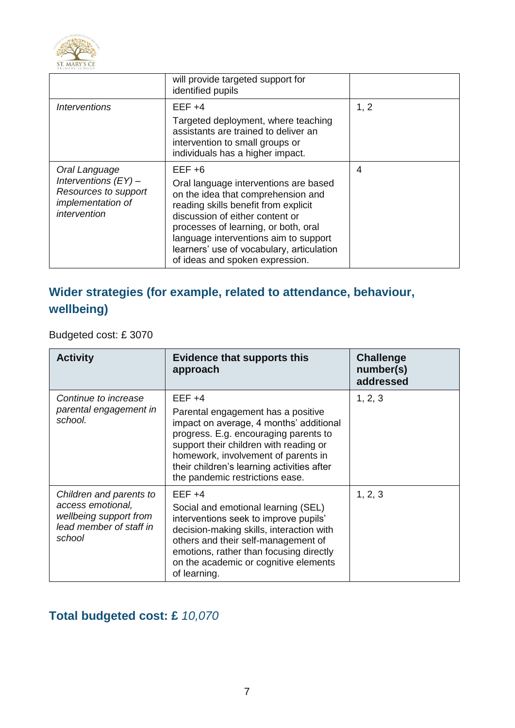|  | will provide targeted support for identified pupils |  |
|---|---|---|
| *Interventions* | EEF +4<br>Targeted deployment, where teaching assistants are trained to deliver an intervention to small groups or individuals has a higher impact. | 1, 2 |
| *Oral Language Interventions (EY) – Resources to support implementation of intervention* | EEF +6<br>Oral language interventions are based on the idea that comprehension and reading skills benefit from explicit discussion of either content or processes of learning, or both, oral language interventions aim to support learners' use of vocabulary, articulation of ideas and spoken expression. | 4 |

## Wider strategies (for example, related to attendance, behaviour, wellbeing)

Budgeted cost: £ 3070

| Activity | Evidence that supports this approach | Challenge number(s) addressed |
|---|---|---|
| *Continue to increase parental engagement in school.* | EEF +4<br>Parental engagement has a positive impact on average, 4 months' additional progress. E.g. encouraging parents to support their children with reading or homework, involvement of parents in their children's learning activities after the pandemic restrictions ease. | 1, 2, 3 |
| *Children and parents to access emotional, wellbeing support from lead member of staff in school* | EEF +4<br>Social and emotional learning (SEL) interventions seek to improve pupils' decision-making skills, interaction with others and their self-management of emotions, rather than focusing directly on the academic or cognitive elements of learning. | 1, 2, 3 |

## Total budgeted cost: £ *10,070*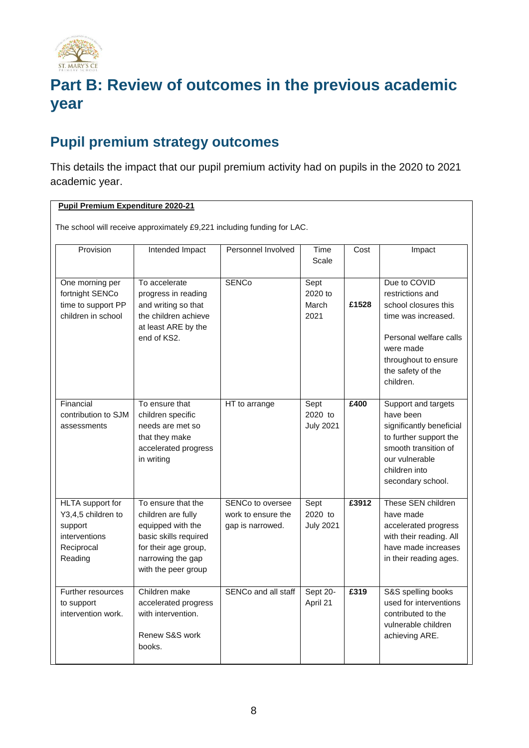# Part B: Review of outcomes in the previous academic year

## Pupil premium strategy outcomes

This details the impact that our pupil premium activity had on pupils in the 2020 to 2021 academic year.

**Pupil Premium Expenditure 2020-21**

The school will receive approximately £9,221 including funding for LAC.

| Provision | Intended Impact | Personnel Involved | Time Scale | Cost | Impact |
|---|---|---|---|---|---|
| One morning per fortnight SENCo time to support PP children in school | To accelerate progress in reading and writing so that the children achieve at least ARE by the end of KS2. | SENCo | Sept 2020 to March 2021 | **£1528** | Due to COVID restrictions and school closures this time was increased.<br><br>Personal welfare calls were made throughout to ensure the safety of the children. |
| Financial contribution to SJM assessments | To ensure that children specific needs are met so that they make accelerated progress in writing | HT to arrange | Sept 2020 to July 2021 | **£400** | Support and targets have been significantly beneficial to further support the smooth transition of our vulnerable children into secondary school. |
| HLTA support for Y3,4,5 children to support interventions Reciprocal Reading | To ensure that the children are fully equipped with the basic skills required for their age group, narrowing the gap with the peer group | SENCo to oversee work to ensure the gap is narrowed. | Sept 2020 to July 2021 | **£3912** | These SEN children have made accelerated progress with their reading. All have made increases in their reading ages. |
| Further resources to support intervention work. | Children make accelerated progress with intervention.<br><br>Renew S&S work books. | SENCo and all staff | Sept 20- April 21 | **£319** | S&S spelling books used for interventions contributed to the vulnerable children achieving ARE. |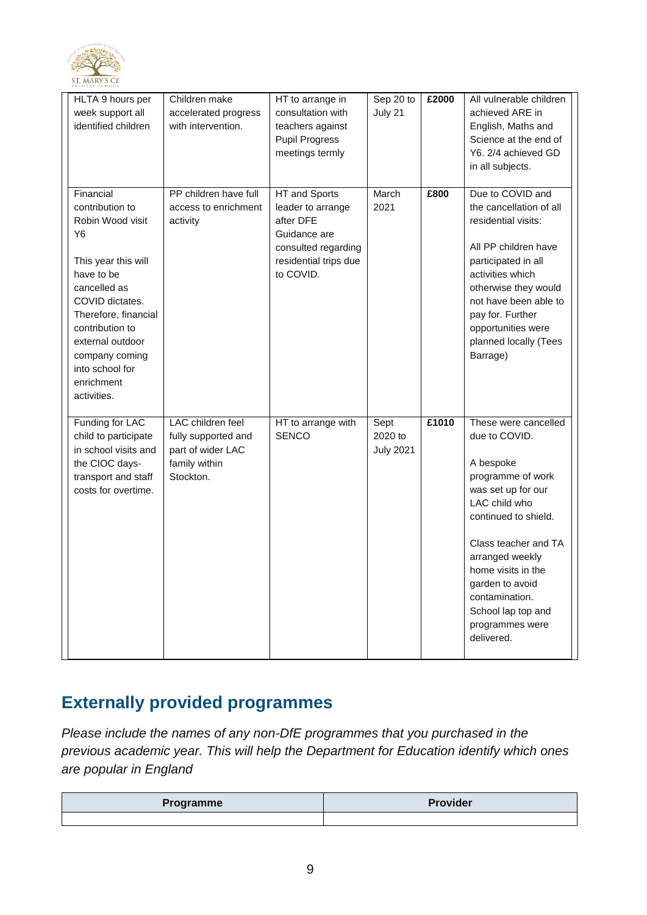| | | | | | |
|---|---|---|---|---|---|
| HLTA 9 hours per week support all identified children | Children make accelerated progress with intervention. | HT to arrange in consultation with teachers against Pupil Progress meetings termly | Sep 20 to July 21 | **£2000** | All vulnerable children achieved ARE in English, Maths and Science at the end of Y6. 2/4 achieved GD in all subjects. |
| Financial contribution to Robin Wood visit Y6<br><br>This year this will have to be cancelled as COVID dictates. Therefore, financial contribution to external outdoor company coming into school for enrichment activities. | PP children have full access to enrichment activity | HT and Sports leader to arrange after DFE Guidance are consulted regarding residential trips due to COVID. | March 2021 | **£800** | Due to COVID and the cancellation of all residential visits:<br><br>All PP children have participated in all activities which otherwise they would not have been able to pay for. Further opportunities were planned locally (Tees Barrage) |
| Funding for LAC child to participate in school visits and the CIOC days- transport and staff costs for overtime. | LAC children feel fully supported and part of wider LAC family within Stockton. | HT to arrange with SENCO | Sept 2020 to July 2021 | **£1010** | These were cancelled due to COVID.<br><br>A bespoke programme of work was set up for our LAC child who continued to shield.<br><br>Class teacher and TA arranged weekly home visits in the garden to avoid contamination. School lap top and programmes were delivered. |

## Externally provided programmes

*Please include the names of any non-DfE programmes that you purchased in the previous academic year. This will help the Department for Education identify which ones are popular in England*

| Programme | Provider |
|---|---|
| | |